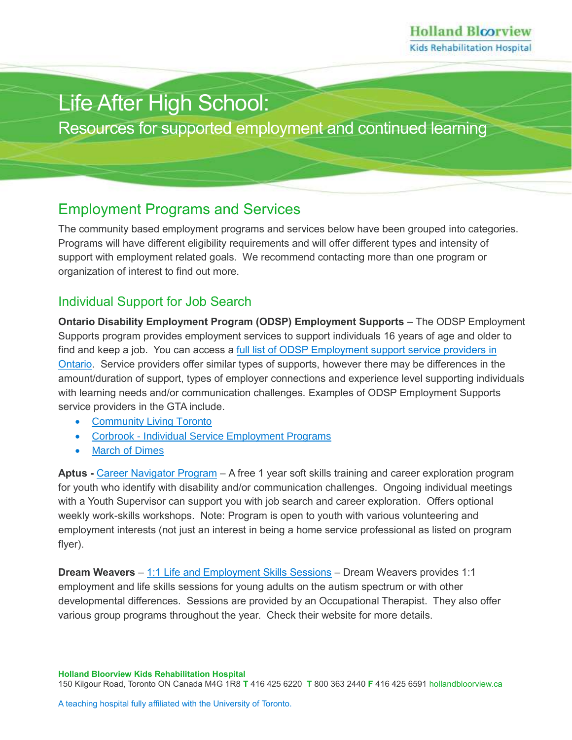# Life After High School:

## Resources for supported employment and continued learning

## Employment Programs and Services

The community based employment programs and services below have been grouped into categories. Programs will have different eligibility requirements and will offer different types and intensity of support with employment related goals. We recommend contacting more than one program or organization of interest to find out more.

### Individual Support for Job Search

**Ontario Disability Employment Program (ODSP) Employment Supports** – The ODSP Employment Supports program provides employment services to support individuals 16 years of age and older to find and keep a job. You can access a full list of ODSP Employment support service providers in Ontario. Service providers offer similar types of supports, however there may be differences in the amount/duration of support, types of employer connections and experience level supporting individuals with learning needs and/or communication challenges. Examples of ODSP Employment Supports service providers in the GTA include.

- Community Living Toronto
- Corbrook - Individual Service Employment Programs
- March of Dimes

**Aptus -** Career Navigator Program – A free 1 year soft skills training and career exploration program for youth who identify with disability and/or communication challenges. Ongoing individual meetings with a Youth Supervisor can support you with job search and career exploration. Offers optional weekly work-skills workshops. Note: Program is open to youth with various volunteering and employment interests (not just an interest in being a home service professional as listed on program flyer).

**Dream Weavers** – 1:1 Life and Employment Skills Sessions – Dream Weavers provides 1:1 employment and life skills sessions for young adults on the autism spectrum or with other developmental differences. Sessions are provided by an Occupational Therapist. They also offer various group programs throughout the year. Check their website for more details.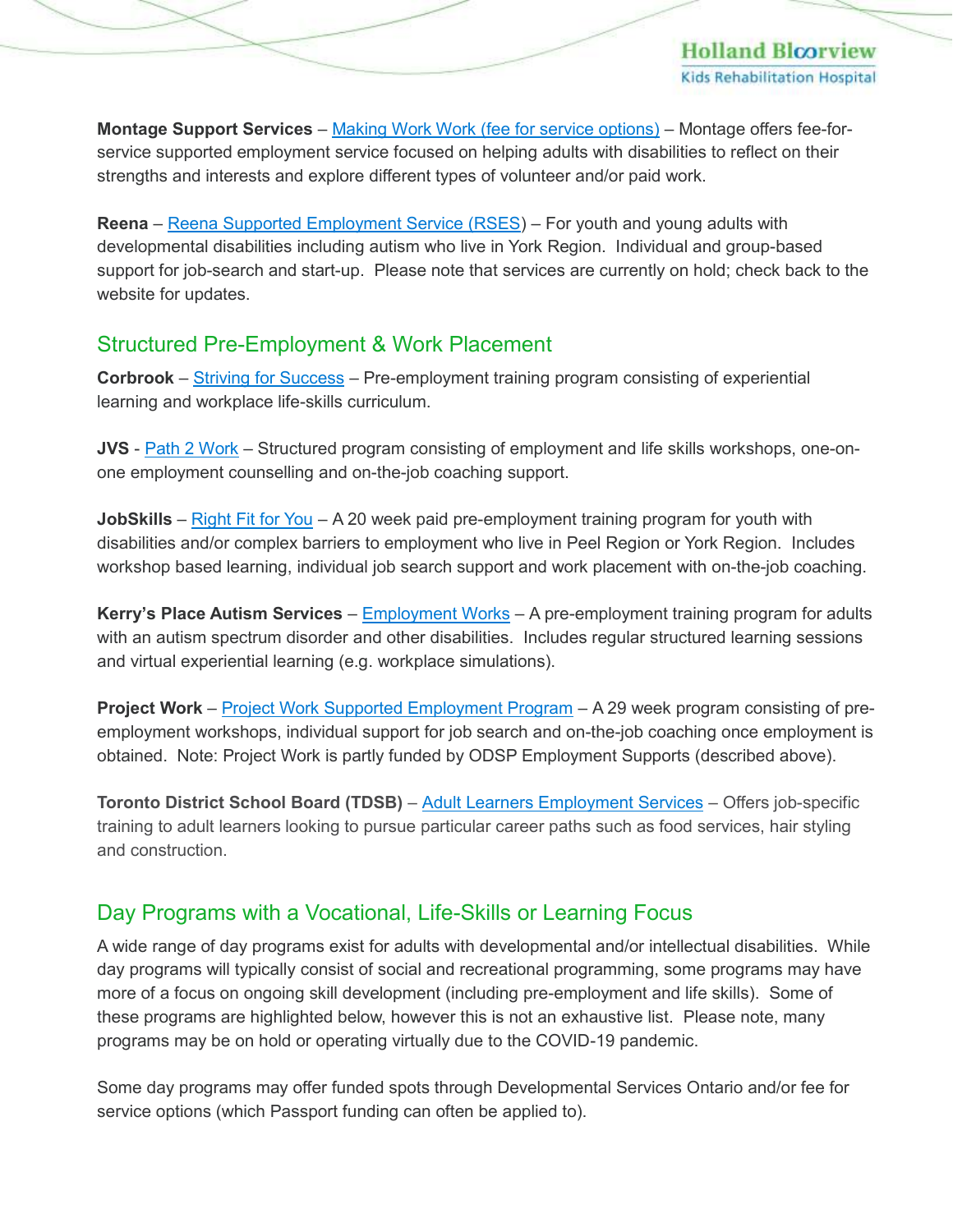**Montage Support Services** – Making Work Work (fee for service options) – Montage offers fee-for-service supported employment service focused on helping adults with disabilities to reflect on their strengths and interests and explore different types of volunteer and/or paid work.

**Reena** – Reena Supported Employment Service (RSES) – For youth and young adults with developmental disabilities including autism who live in York Region. Individual and group-based support for job-search and start-up. Please note that services are currently on hold; check back to the website for updates.

## Structured Pre-Employment & Work Placement

**Corbrook** – Striving for Success – Pre-employment training program consisting of experiential learning and workplace life-skills curriculum.

**JVS** - Path 2 Work – Structured program consisting of employment and life skills workshops, one-on-one employment counselling and on-the-job coaching support.

**JobSkills** – Right Fit for You – A 20 week paid pre-employment training program for youth with disabilities and/or complex barriers to employment who live in Peel Region or York Region. Includes workshop based learning, individual job search support and work placement with on-the-job coaching.

**Kerry's Place Autism Services** – Employment Works – A pre-employment training program for adults with an autism spectrum disorder and other disabilities. Includes regular structured learning sessions and virtual experiential learning (e.g. workplace simulations).

**Project Work** – Project Work Supported Employment Program – A 29 week program consisting of pre-employment workshops, individual support for job search and on-the-job coaching once employment is obtained. Note: Project Work is partly funded by ODSP Employment Supports (described above).

**Toronto District School Board (TDSB)** – Adult Learners Employment Services – Offers job-specific training to adult learners looking to pursue particular career paths such as food services, hair styling and construction.

## Day Programs with a Vocational, Life-Skills or Learning Focus

A wide range of day programs exist for adults with developmental and/or intellectual disabilities. While day programs will typically consist of social and recreational programming, some programs may have more of a focus on ongoing skill development (including pre-employment and life skills). Some of these programs are highlighted below, however this is not an exhaustive list. Please note, many programs may be on hold or operating virtually due to the COVID-19 pandemic.

Some day programs may offer funded spots through Developmental Services Ontario and/or fee for service options (which Passport funding can often be applied to).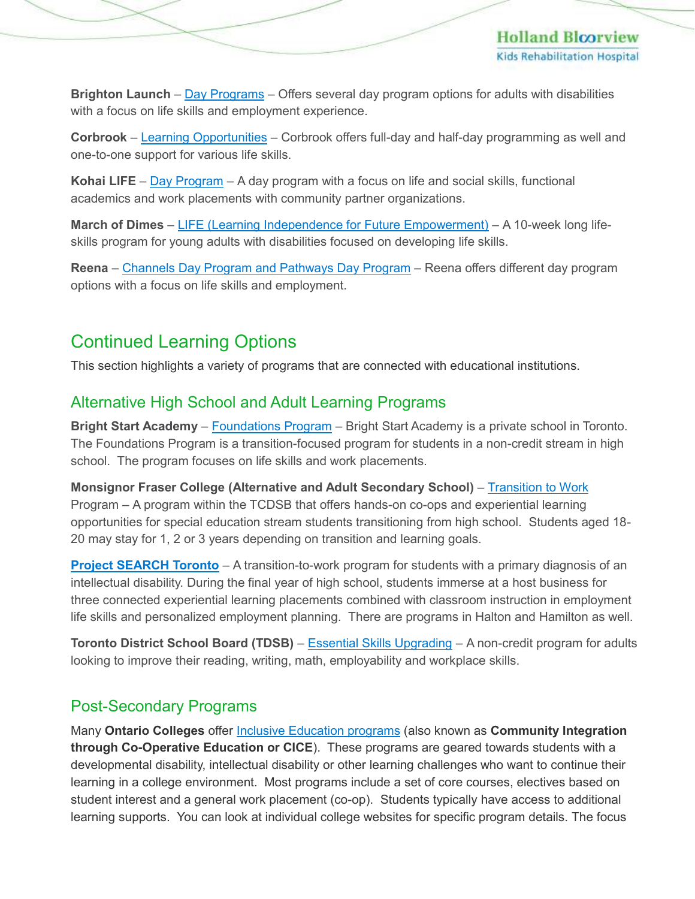**Brighton Launch** – Day Programs – Offers several day program options for adults with disabilities with a focus on life skills and employment experience.

**Corbrook** – Learning Opportunities – Corbrook offers full-day and half-day programming as well and one-to-one support for various life skills.

**Kohai LIFE** – Day Program – A day program with a focus on life and social skills, functional academics and work placements with community partner organizations.

**March of Dimes** – LIFE (Learning Independence for Future Empowerment) – A 10-week long life-skills program for young adults with disabilities focused on developing life skills.

**Reena** – Channels Day Program and Pathways Day Program – Reena offers different day program options with a focus on life skills and employment.

## Continued Learning Options

This section highlights a variety of programs that are connected with educational institutions.

### Alternative High School and Adult Learning Programs

**Bright Start Academy** – Foundations Program – Bright Start Academy is a private school in Toronto. The Foundations Program is a transition-focused program for students in a non-credit stream in high school. The program focuses on life skills and work placements.

**Monsignor Fraser College (Alternative and Adult Secondary School)** – Transition to Work Program – A program within the TCDSB that offers hands-on co-ops and experiential learning opportunities for special education stream students transitioning from high school. Students aged 18-20 may stay for 1, 2 or 3 years depending on transition and learning goals.

**Project SEARCH Toronto** – A transition-to-work program for students with a primary diagnosis of an intellectual disability. During the final year of high school, students immerse at a host business for three connected experiential learning placements combined with classroom instruction in employment life skills and personalized employment planning. There are programs in Halton and Hamilton as well.

**Toronto District School Board (TDSB)** – Essential Skills Upgrading – A non-credit program for adults looking to improve their reading, writing, math, employability and workplace skills.

### Post-Secondary Programs

Many **Ontario Colleges** offer Inclusive Education programs (also known as **Community Integration through Co-Operative Education or CICE**). These programs are geared towards students with a developmental disability, intellectual disability or other learning challenges who want to continue their learning in a college environment. Most programs include a set of core courses, electives based on student interest and a general work placement (co-op). Students typically have access to additional learning supports. You can look at individual college websites for specific program details. The focus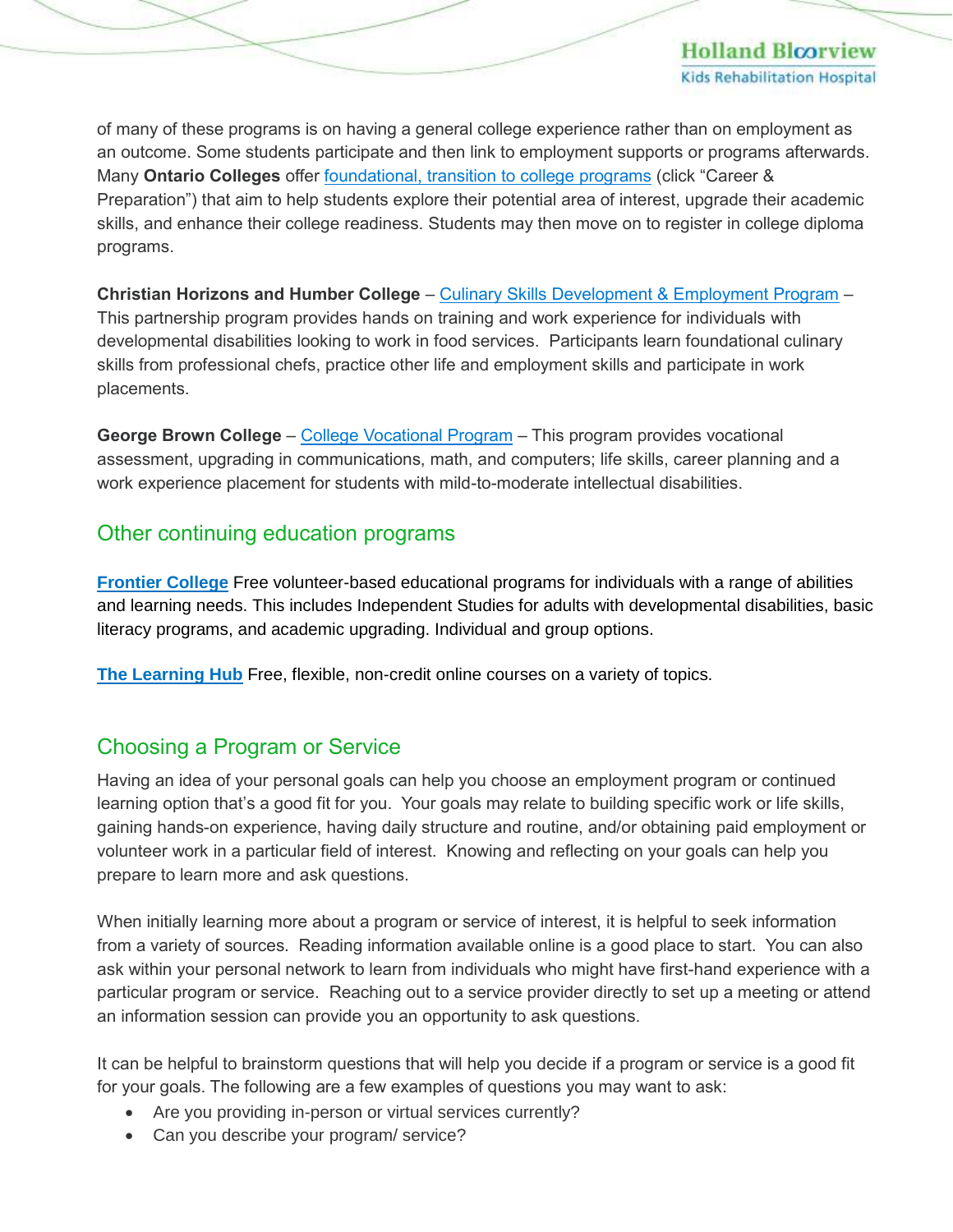of many of these programs is on having a general college experience rather than on employment as an outcome. Some students participate and then link to employment supports or programs afterwards. Many **Ontario Colleges** offer foundational, transition to college programs (click "Career & Preparation") that aim to help students explore their potential area of interest, upgrade their academic skills, and enhance their college readiness. Students may then move on to register in college diploma programs.

**Christian Horizons and Humber College** – Culinary Skills Development & Employment Program – This partnership program provides hands on training and work experience for individuals with developmental disabilities looking to work in food services. Participants learn foundational culinary skills from professional chefs, practice other life and employment skills and participate in work placements.

**George Brown College** – College Vocational Program – This program provides vocational assessment, upgrading in communications, math, and computers; life skills, career planning and a work experience placement for students with mild-to-moderate intellectual disabilities.

## Other continuing education programs

**Frontier College** Free volunteer-based educational programs for individuals with a range of abilities and learning needs. This includes Independent Studies for adults with developmental disabilities, basic literacy programs, and academic upgrading. Individual and group options.

**The Learning Hub** Free, flexible, non-credit online courses on a variety of topics.

## Choosing a Program or Service

Having an idea of your personal goals can help you choose an employment program or continued learning option that's a good fit for you. Your goals may relate to building specific work or life skills, gaining hands-on experience, having daily structure and routine, and/or obtaining paid employment or volunteer work in a particular field of interest. Knowing and reflecting on your goals can help you prepare to learn more and ask questions.

When initially learning more about a program or service of interest, it is helpful to seek information from a variety of sources. Reading information available online is a good place to start. You can also ask within your personal network to learn from individuals who might have first-hand experience with a particular program or service. Reaching out to a service provider directly to set up a meeting or attend an information session can provide you an opportunity to ask questions.

It can be helpful to brainstorm questions that will help you decide if a program or service is a good fit for your goals. The following are a few examples of questions you may want to ask:

- Are you providing in-person or virtual services currently?
- Can you describe your program/ service?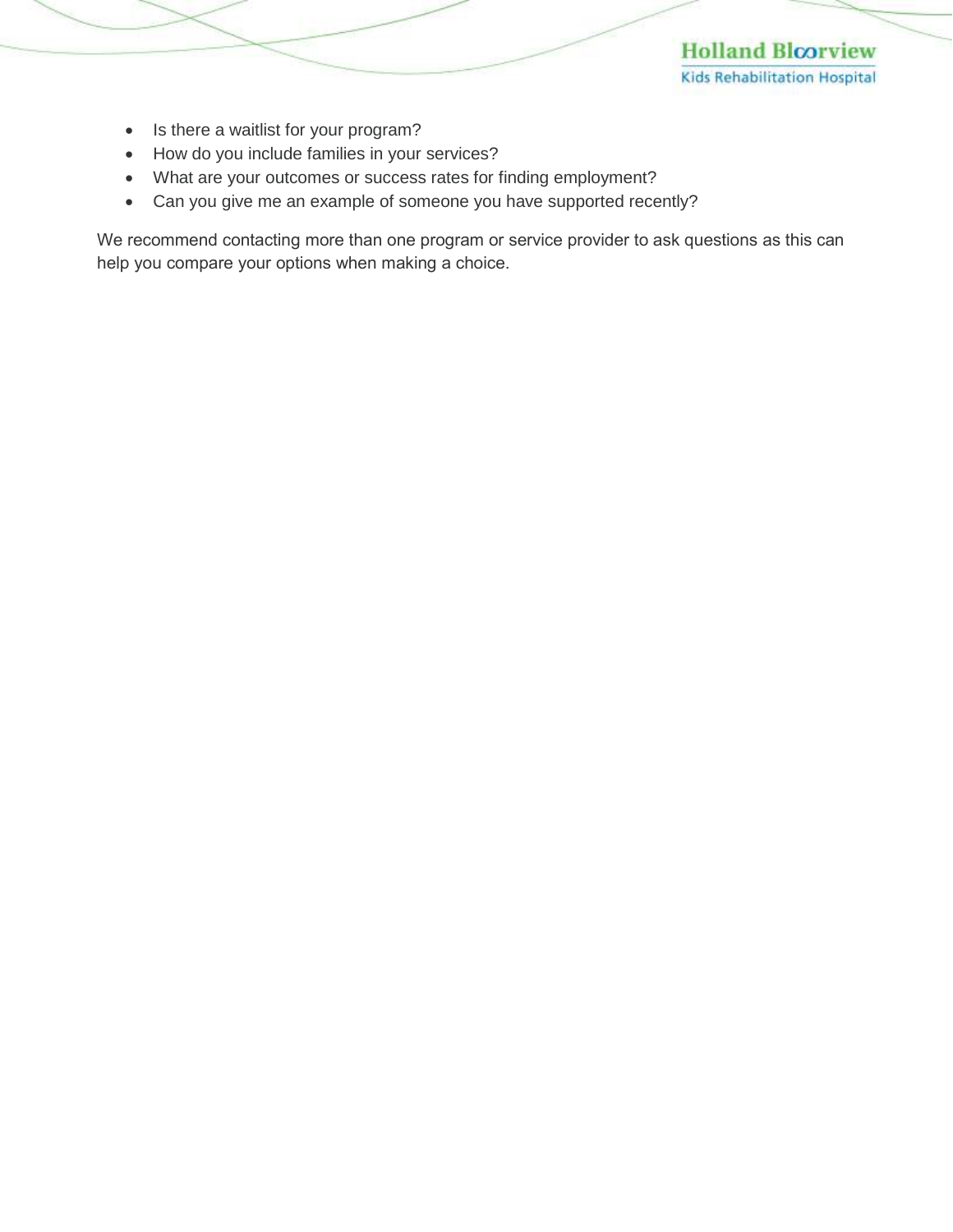- Is there a waitlist for your program?
- How do you include families in your services?
- What are your outcomes or success rates for finding employment?
- Can you give me an example of someone you have supported recently?

We recommend contacting more than one program or service provider to ask questions as this can help you compare your options when making a choice.